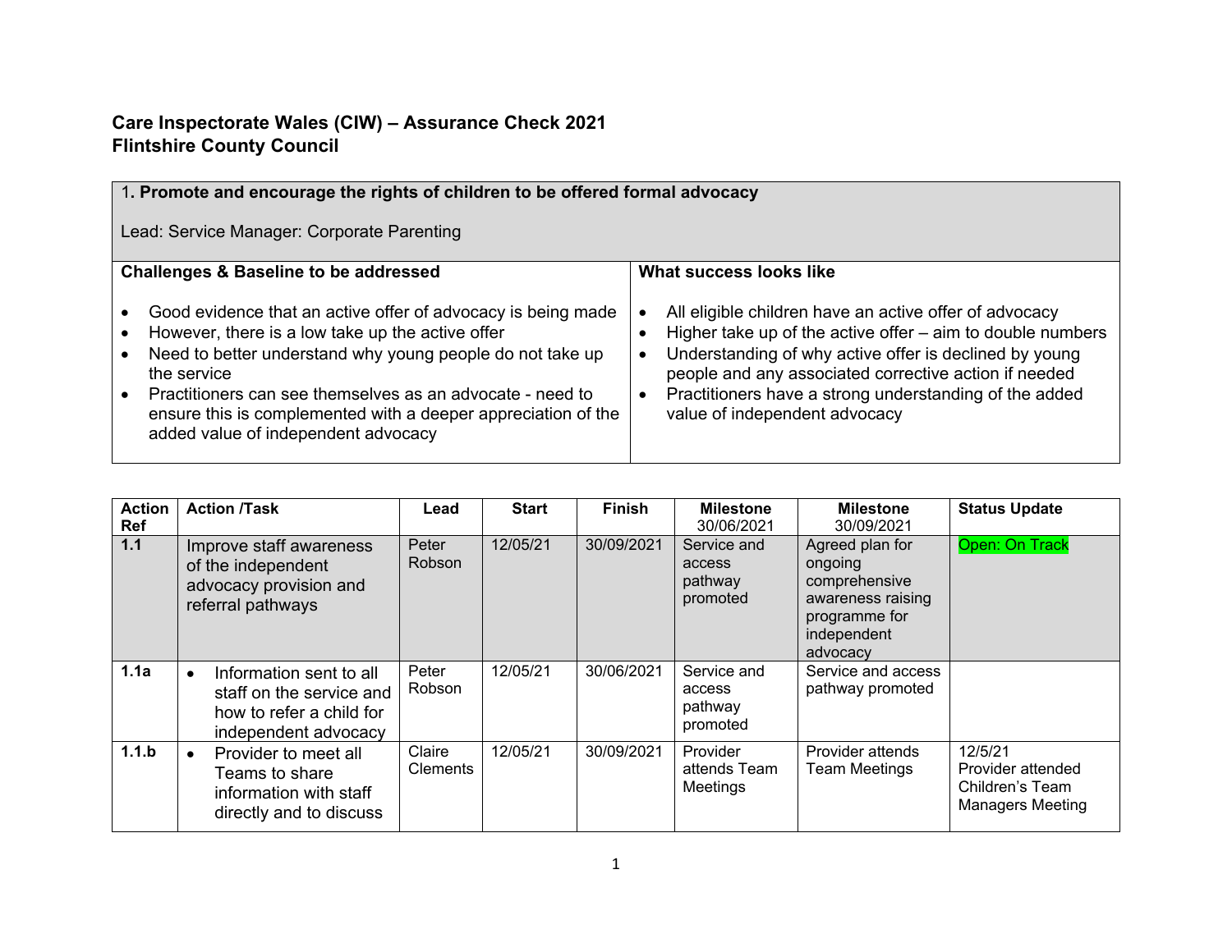# Care Inspectorate Wales (CIW) – Assurance Check 2021
# Flintshire County Council

| 1. **Promote and encourage the rights of children to be offered formal advocacy**<br><br>Lead: Service Manager: Corporate Parenting | |
|---|---|
| **Challenges & Baseline to be addressed** | **What success looks like** |
| • Good evidence that an active offer of advocacy is being made<br>• However, there is a low take up the active offer<br>• Need to better understand why young people do not take up the service<br>• Practitioners can see themselves as an advocate - need to ensure this is complemented with a deeper appreciation of the added value of independent advocacy | • All eligible children have an active offer of advocacy<br>• Higher take up of the active offer – aim to double numbers<br>• Understanding of why active offer is declined by young people and any associated corrective action if needed<br>• Practitioners have a strong understanding of the added value of independent advocacy |

| Action Ref | Action /Task | Lead | Start | Finish | Milestone 30/06/2021 | Milestone 30/09/2021 | Status Update |
|---|---|---|---|---|---|---|---|
| **1.1** | Improve staff awareness of the independent advocacy provision and referral pathways | Peter Robson | 12/05/21 | 30/09/2021 | Service and access pathway promoted | Agreed plan for ongoing comprehensive awareness raising programme for independent advocacy | Open: On Track |
| **1.1a** | • Information sent to all staff on the service and how to refer a child for independent advocacy | Peter Robson | 12/05/21 | 30/06/2021 | Service and access pathway promoted | Service and access pathway promoted | |
| **1.1.b** | • Provider to meet all Teams to share information with staff directly and to discuss | Claire Clements | 12/05/21 | 30/09/2021 | Provider attends Team Meetings | Provider attends Team Meetings | 12/5/21 Provider attended Children's Team Managers Meeting |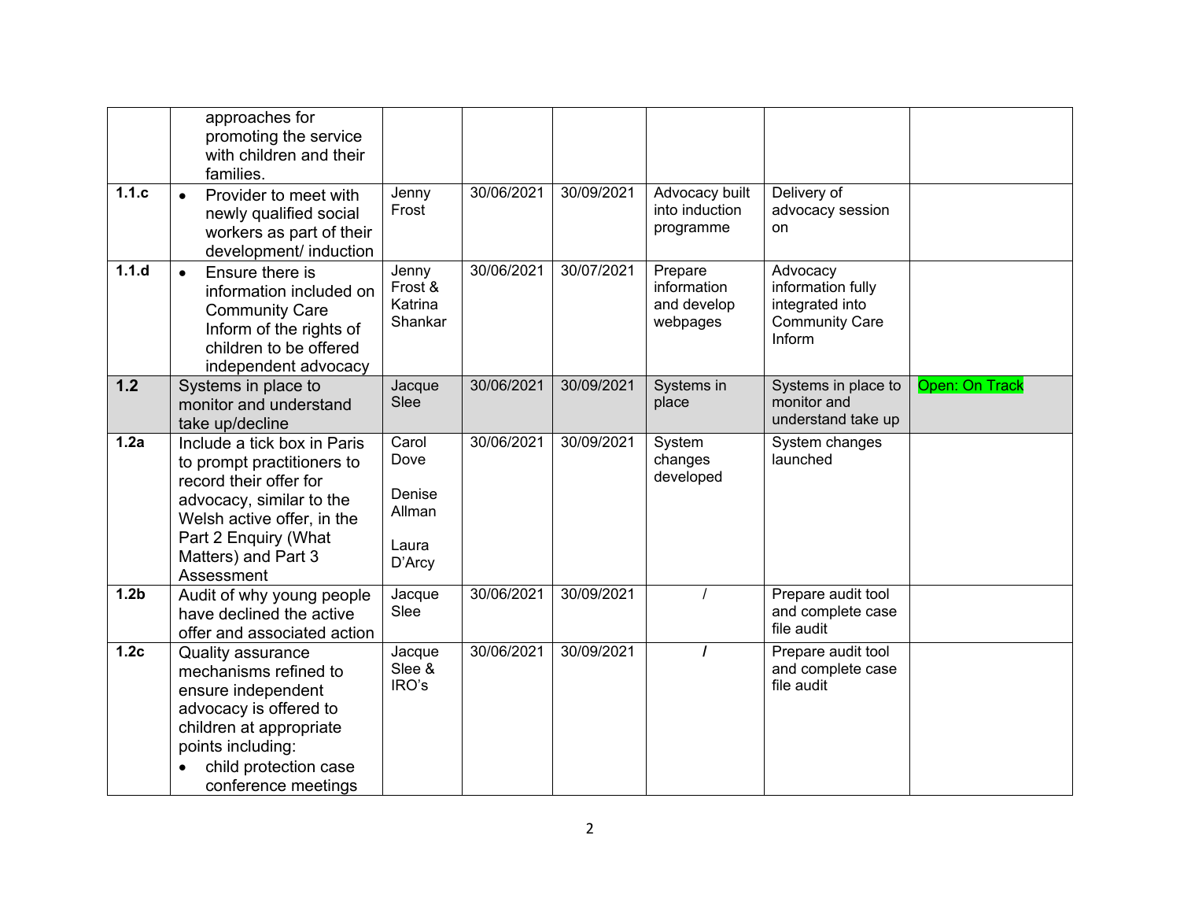| | | | | | | | |
|---|---|---|---|---|---|---|---|
| | approaches for promoting the service with children and their families. | | | | | | |
| **1.1.c** | • Provider to meet with newly qualified social workers as part of their development/ induction | Jenny Frost | 30/06/2021 | 30/09/2021 | Advocacy built into induction programme | Delivery of advocacy session on | |
| **1.1.d** | • Ensure there is information included on Community Care Inform of the rights of children to be offered independent advocacy | Jenny Frost & Katrina Shankar | 30/06/2021 | 30/07/2021 | Prepare information and develop webpages | Advocacy information fully integrated into Community Care Inform | |
| **1.2** | Systems in place to monitor and understand take up/decline | Jacque Slee | 30/06/2021 | 30/09/2021 | Systems in place | Systems in place to monitor and understand take up | Open: On Track |
| **1.2a** | Include a tick box in Paris to prompt practitioners to record their offer for advocacy, similar to the Welsh active offer, in the Part 2 Enquiry (What Matters) and Part 3 Assessment | Carol Dove<br><br>Denise Allman<br><br>Laura D'Arcy | 30/06/2021 | 30/09/2021 | System changes developed | System changes launched | |
| **1.2b** | Audit of why young people have declined the active offer and associated action | Jacque Slee | 30/06/2021 | 30/09/2021 | / | Prepare audit tool and complete case file audit | |
| **1.2c** | Quality assurance mechanisms refined to ensure independent advocacy is offered to children at appropriate points including:<br>• child protection case conference meetings | Jacque Slee & IRO's | 30/06/2021 | 30/09/2021 | / | Prepare audit tool and complete case file audit | |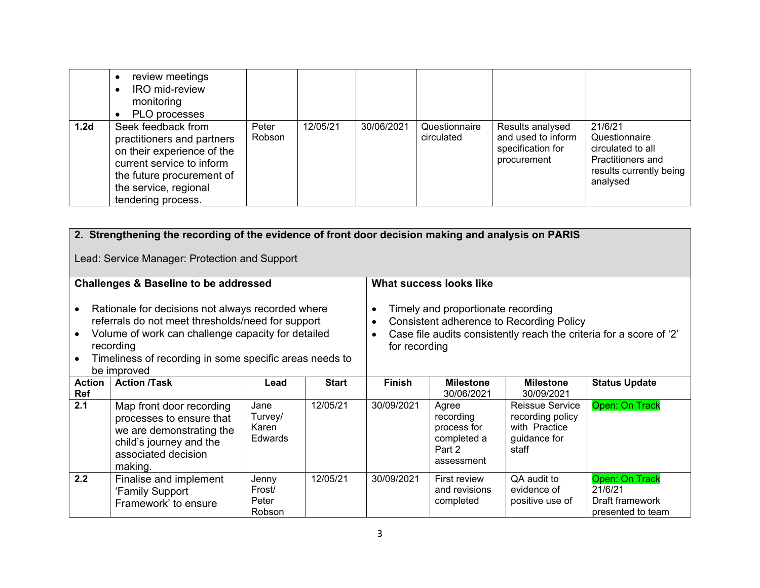| | | | | | | | |
|---|---|---|---|---|---|---|---|
| | • review meetings<br>• IRO mid-review monitoring<br>• PLO processes | | | | | | |
| **1.2d** | Seek feedback from practitioners and partners on their experience of the current service to inform the future procurement of the service, regional tendering process. | Peter Robson | 12/05/21 | 30/06/2021 | Questionnaire circulated | Results analysed and used to inform specification for procurement | 21/6/21 Questionnaire circulated to all Practitioners and results currently being analysed |

**2. Strengthening the recording of the evidence of front door decision making and analysis on PARIS**

Lead: Service Manager: Protection and Support

**Challenges & Baseline to be addressed**

- Rationale for decisions not always recorded where referrals do not meet thresholds/need for support
- Volume of work can challenge capacity for detailed recording
- Timeliness of recording in some specific areas needs to be improved

**What success looks like**

- Timely and proportionate recording
- Consistent adherence to Recording Policy
- Case file audits consistently reach the criteria for a score of '2' for recording

| Action Ref | Action /Task | Lead | Start | Finish | Milestone 30/06/2021 | Milestone 30/09/2021 | Status Update |
|---|---|---|---|---|---|---|---|
| **2.1** | Map front door recording processes to ensure that we are demonstrating the child's journey and the associated decision making. | Jane Turvey/ Karen Edwards | 12/05/21 | 30/09/2021 | Agree recording process for completed a Part 2 assessment | Reissue Service recording policy with Practice guidance for staff | Open: On Track |
| **2.2** | Finalise and implement 'Family Support Framework' to ensure | Jenny Frost/ Peter Robson | 12/05/21 | 30/09/2021 | First review and revisions completed | QA audit to evidence of positive use of | Open: On Track 21/6/21 Draft framework presented to team |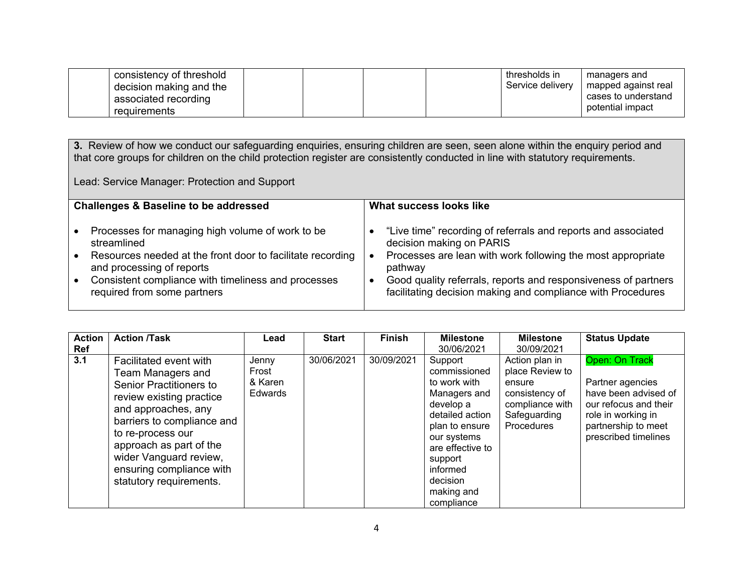| | consistency of threshold decision making and the associated recording requirements | | | | | thresholds in Service delivery | managers and mapped against real cases to understand potential impact |
|---|---|---|---|---|---|---|---|

**3.** Review of how we conduct our safeguarding enquiries, ensuring children are seen, seen alone within the enquiry period and that core groups for children on the child protection register are consistently conducted in line with statutory requirements.

Lead: Service Manager: Protection and Support

| Challenges & Baseline to be addressed | What success looks like |
|---|---|
| • Processes for managing high volume of work to be streamlined<br>• Resources needed at the front door to facilitate recording and processing of reports<br>• Consistent compliance with timeliness and processes required from some partners | • "Live time" recording of referrals and reports and associated decision making on PARIS<br>• Processes are lean with work following the most appropriate pathway<br>• Good quality referrals, reports and responsiveness of partners facilitating decision making and compliance with Procedures |

| Action Ref | Action /Task | Lead | Start | Finish | Milestone 30/06/2021 | Milestone 30/09/2021 | Status Update |
|---|---|---|---|---|---|---|---|
| 3.1 | Facilitated event with Team Managers and Senior Practitioners to review existing practice and approaches, any barriers to compliance and to re-process our approach as part of the wider Vanguard review, ensuring compliance with statutory requirements. | Jenny Frost & Karen Edwards | 30/06/2021 | 30/09/2021 | Support commissioned to work with Managers and develop a detailed action plan to ensure our systems are effective to support informed decision making and compliance | Action plan in place Review to ensure consistency of compliance with Safeguarding Procedures | Open: On Track<br><br>Partner agencies have been advised of our refocus and their role in working in partnership to meet prescribed timelines |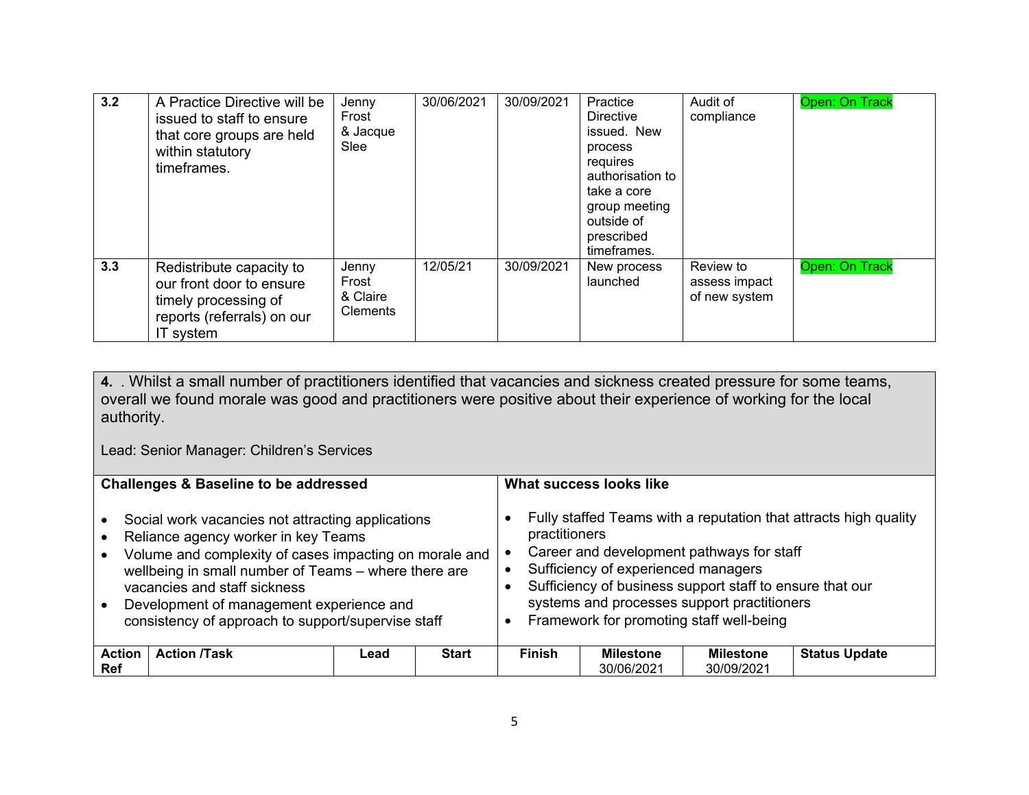| 3.2 | A Practice Directive will be issued to staff to ensure that core groups are held within statutory timeframes. | Jenny Frost & Jacque Slee | 30/06/2021 | 30/09/2021 | Practice Directive issued. New process requires authorisation to take a core group meeting outside of prescribed timeframes. | Audit of compliance | Open: On Track |
|---|---|---|---|---|---|---|---|
| 3.3 | Redistribute capacity to our front door to ensure timely processing of reports (referrals) on our IT system | Jenny Frost & Claire Clements | 12/05/21 | 30/09/2021 | New process launched | Review to assess impact of new system | Open: On Track |

**4.** . Whilst a small number of practitioners identified that vacancies and sickness created pressure for some teams, overall we found morale was good and practitioners were positive about their experience of working for the local authority.

Lead: Senior Manager: Children's Services

| Challenges & Baseline to be addressed | What success looks like |
|---|---|
| • Social work vacancies not attracting applications<br>• Reliance agency worker in key Teams<br>• Volume and complexity of cases impacting on morale and wellbeing in small number of Teams – where there are vacancies and staff sickness<br>• Development of management experience and consistency of approach to support/supervise staff | • Fully staffed Teams with a reputation that attracts high quality practitioners<br>• Career and development pathways for staff<br>• Sufficiency of experienced managers<br>• Sufficiency of business support staff to ensure that our systems and processes support practitioners<br>• Framework for promoting staff well-being |

| Action Ref | Action /Task | Lead | Start | Finish | Milestone 30/06/2021 | Milestone 30/09/2021 | Status Update |
|---|---|---|---|---|---|---|---|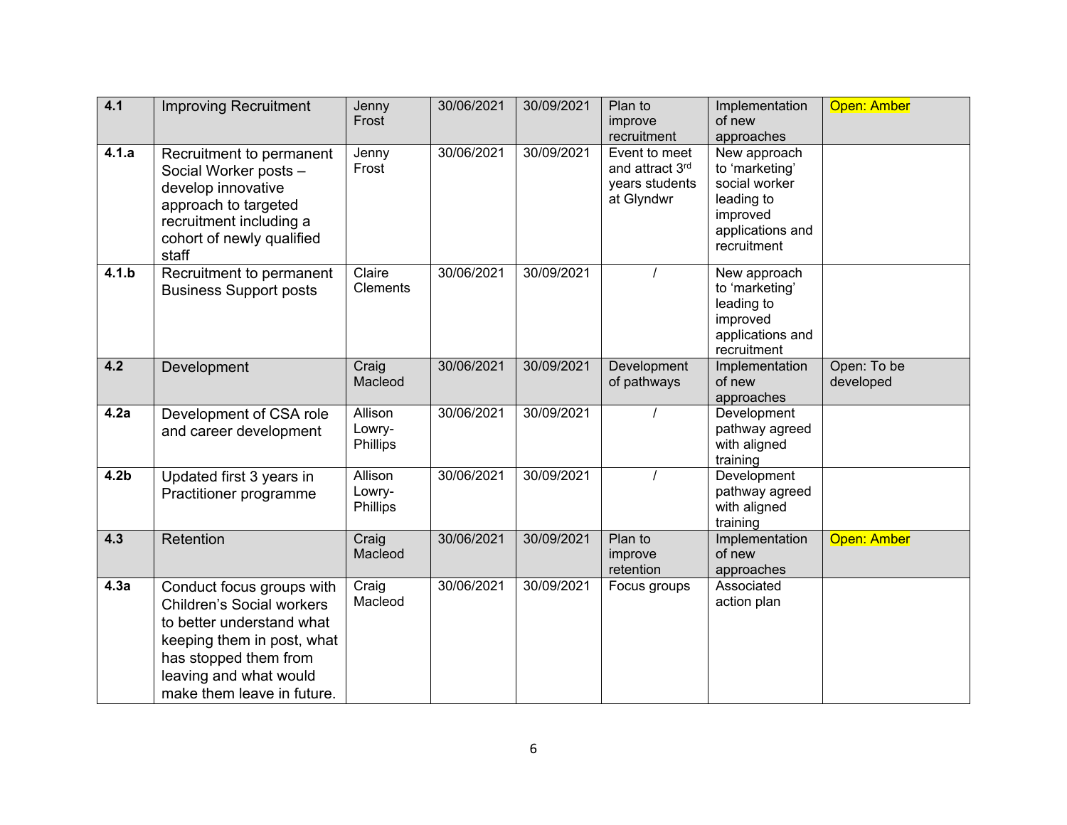| 4.1 | Improving Recruitment | Jenny Frost | 30/06/2021 | 30/09/2021 | Plan to improve recruitment | Implementation of new approaches | Open: Amber |
|---|---|---|---|---|---|---|---|
| 4.1.a | Recruitment to permanent Social Worker posts – develop innovative approach to targeted recruitment including a cohort of newly qualified staff | Jenny Frost | 30/06/2021 | 30/09/2021 | Event to meet and attract 3rd years students at Glyndwr | New approach to 'marketing' social worker leading to improved applications and recruitment | |
| 4.1.b | Recruitment to permanent Business Support posts | Claire Clements | 30/06/2021 | 30/09/2021 | / | New approach to 'marketing' leading to improved applications and recruitment | |
| 4.2 | Development | Craig Macleod | 30/06/2021 | 30/09/2021 | Development of pathways | Implementation of new approaches | Open: To be developed |
| 4.2a | Development of CSA role and career development | Allison Lowry-Phillips | 30/06/2021 | 30/09/2021 | / | Development pathway agreed with aligned training | |
| 4.2b | Updated first 3 years in Practitioner programme | Allison Lowry-Phillips | 30/06/2021 | 30/09/2021 | / | Development pathway agreed with aligned training | |
| 4.3 | Retention | Craig Macleod | 30/06/2021 | 30/09/2021 | Plan to improve retention | Implementation of new approaches | Open: Amber |
| 4.3a | Conduct focus groups with Children's Social workers to better understand what keeping them in post, what has stopped them from leaving and what would make them leave in future. | Craig Macleod | 30/06/2021 | 30/09/2021 | Focus groups | Associated action plan | |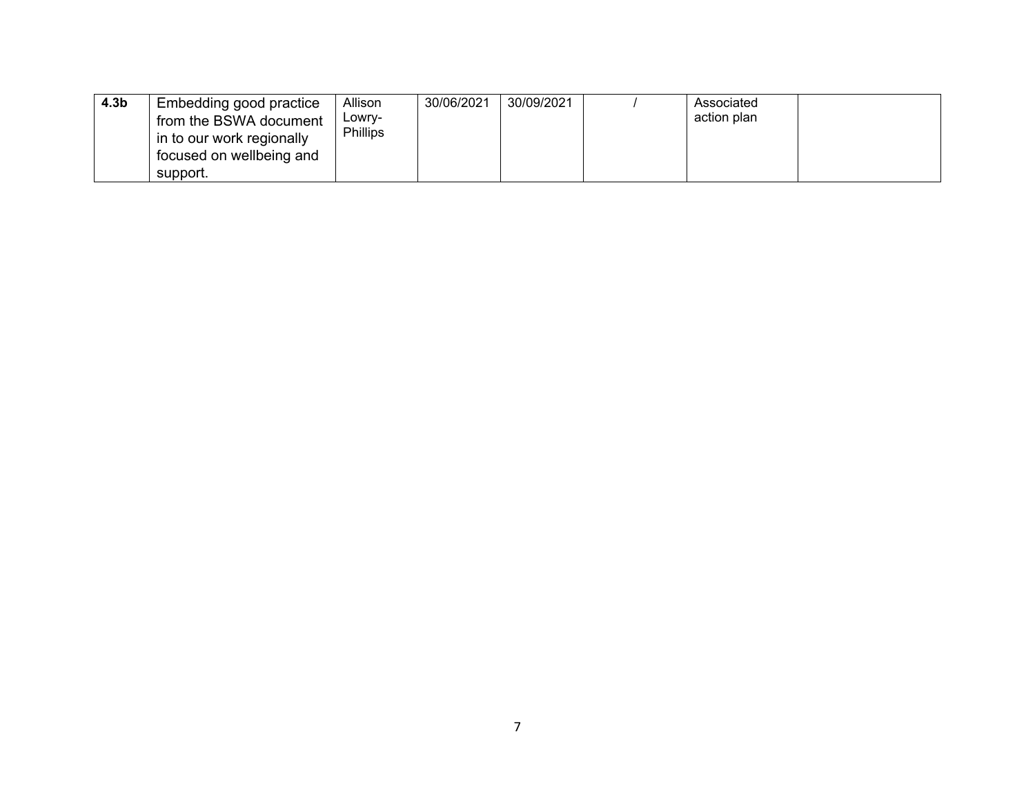| | | | | | | | |
|---|---|---|---|---|---|---|---|
| **4.3b** | Embedding good practice from the BSWA document in to our work regionally focused on wellbeing and support. | Allison Lowry-Phillips | 30/06/2021 | 30/09/2021 | / | Associated action plan | |